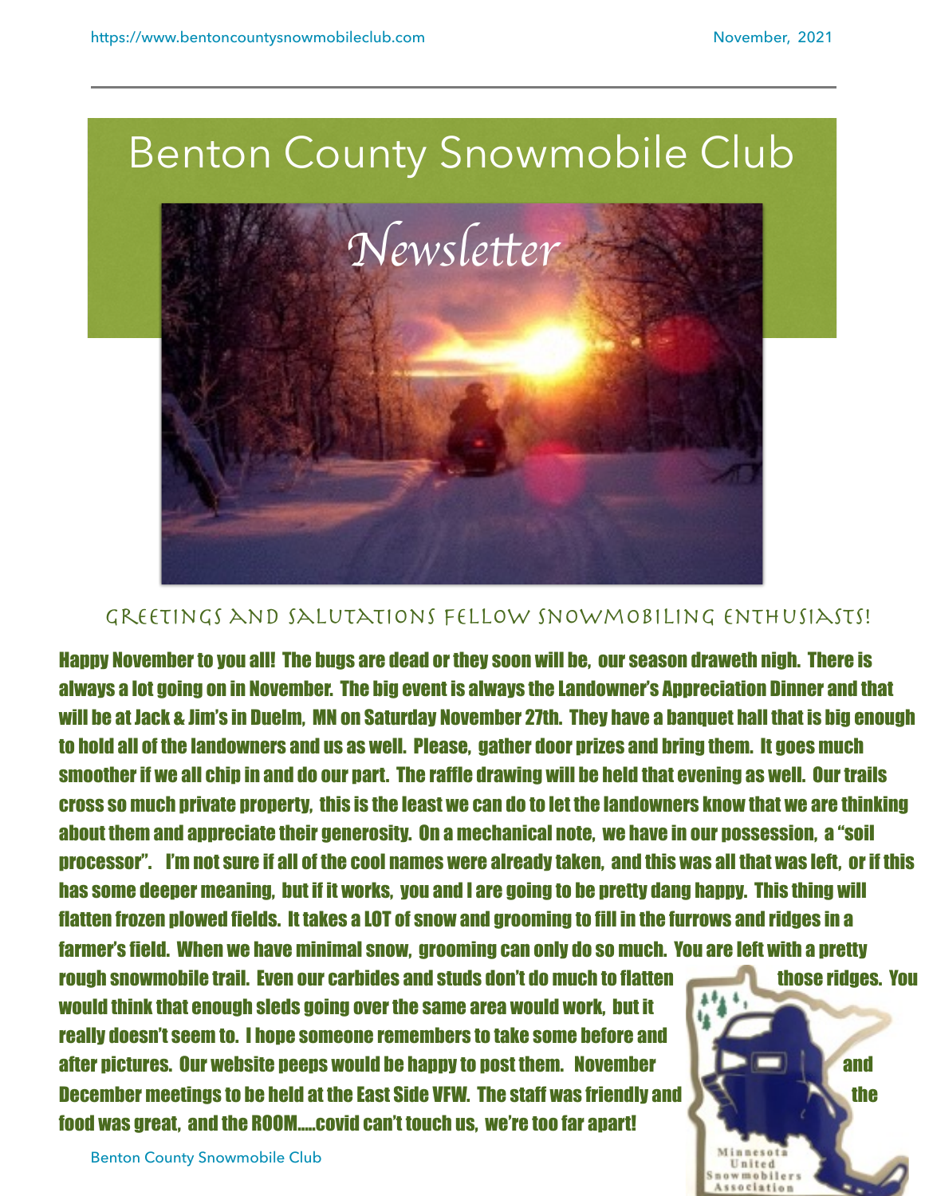# Benton County Snowmobile Club

## Newsletter

### Greetings and Salutations Fellow Snowmobiling Enthusiasts!

**Happy November to you all! The bugs are dead or they soon will be, our season draweth nigh. There is always a lot going on in November. The big event is always the Landowner's Appreciation Dinner and that will be at Jack & Jim's in Duelm, MN on Saturday November 27th. They have a banquet hall that is big enough to hold all of the landowners and us as well. Please, gather door prizes and bring them. It goes much smoother if we all chip in and do our part. The raffle drawing will be held that evening as well. Our trails cross so much private property, this is the least we can do to let the landowners know that we are thinking about them and appreciate their generosity. On a mechanical note, we have in our possession, a "soil processor". I'm not sure if all of the cool names were already taken, and this was all that was left, or if this has some deeper meaning, but if it works, you and I are going to be pretty dang happy. This thing will flatten frozen plowed fields. It takes a LOT of snow and grooming to fill in the furrows and ridges in a farmer's field. When we have minimal snow, grooming can only do so much. You are left with a pretty rough snowmobile trail. Even our carbides and studs don't do much to flatten those ridges. You would think that enough sleds going over the same area would work, but it really doesn't seem to. I hope someone remembers to take some before and after pictures. Our website peeps would be happy to post them. November and December meetings to be held at the East Side VFW. The staff was friendly and the food was great, and the ROOM.....covid can't touch us, we're too far apart!**

Minnesota United Snowmobilers Association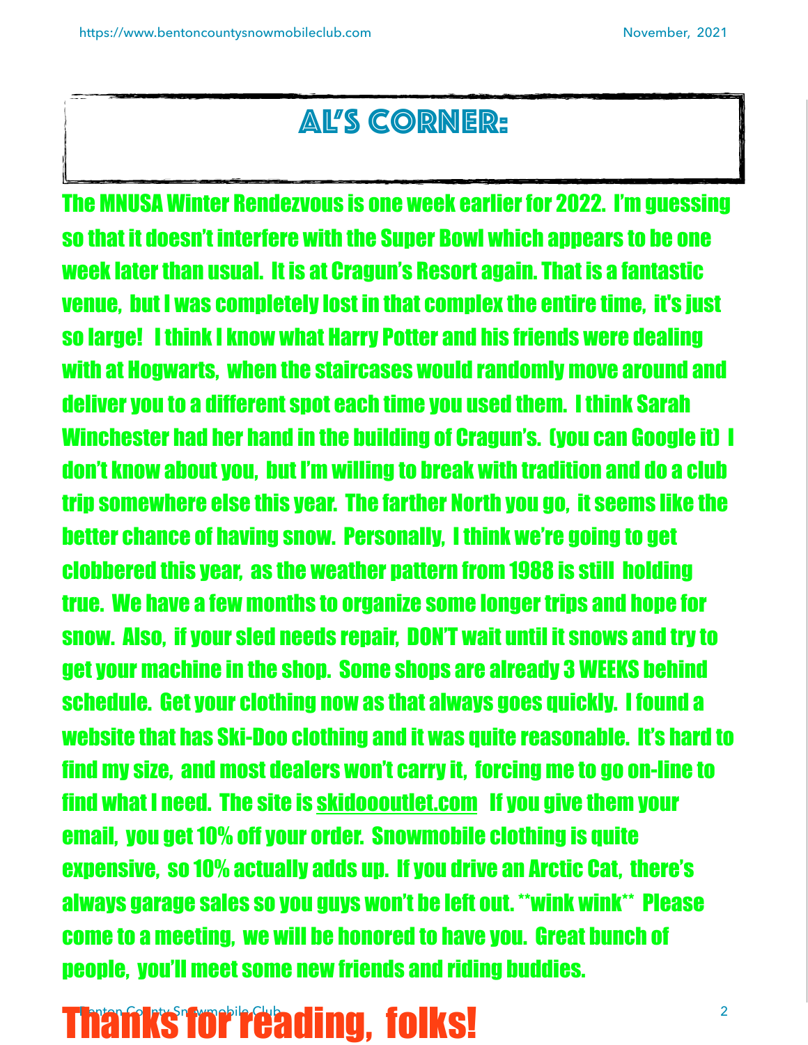# Al's Corner:

The MNUSA Winter Rendezvous is one week earlier for 2022. I'm guessing so that it doesn't interfere with the Super Bowl which appears to be one week later than usual. It is at Cragun's Resort again. That is a fantastic venue, but I was completely lost in that complex the entire time, it's just so large! I think I know what Harry Potter and his friends were dealing with at Hogwarts, when the staircases would randomly move around and deliver you to a different spot each time you used them. I think Sarah Winchester had her hand in the building of Cragun's. (you can Google it) I don't know about you, but I'm willing to break with tradition and do a club trip somewhere else this year. The farther North you go, it seems like the better chance of having snow. Personally, I think we're going to get clobbered this year, as the weather pattern from 1988 is still holding true. We have a few months to organize some longer trips and hope for snow. Also, if your sled needs repair, DON'T wait until it snows and try to get your machine in the shop. Some shops are already 3 WEEKS behind schedule. Get your clothing now as that always goes quickly. I found a website that has Ski-Doo clothing and it was quite reasonable. It's hard to find my size, and most dealers won't carry it, forcing me to go on-line to find what I need. The site is skidoooutlet.com If you give them your email, you get 10% off your order. Snowmobile clothing is quite expensive, so 10% actually adds up. If you drive an Arctic Cat, there's always garage sales so you guys won't be left out. **wink wink** Please come to a meeting, we will be honored to have you. Great bunch of people, you'll meet some new friends and riding buddies.

# Thanks for reading, folks!